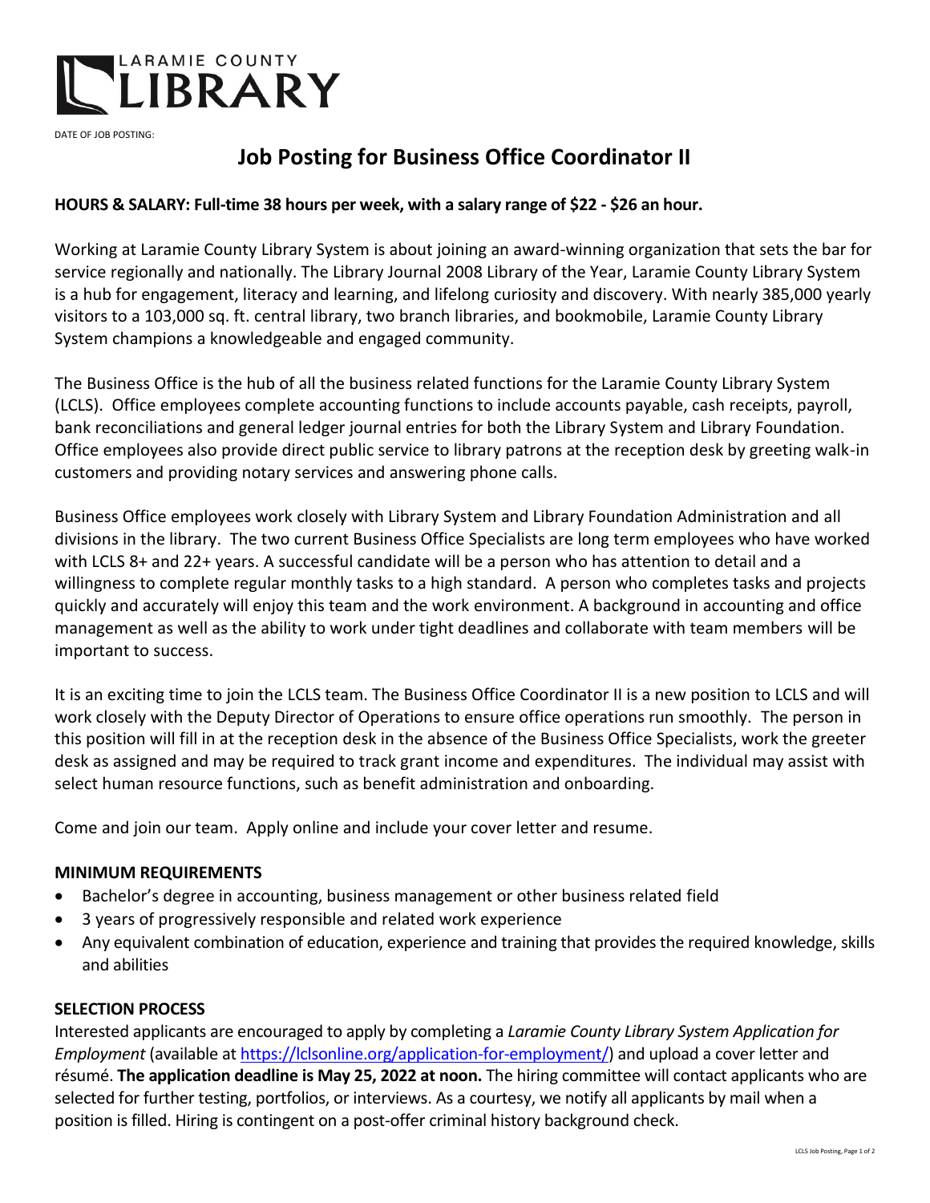LARAMIE COUNTY
LIBRARY

DATE OF JOB POSTING:

# Job Posting for Business Office Coordinator II

**HOURS & SALARY: Full-time 38 hours per week, with a salary range of $22 - $26 an hour.**

Working at Laramie County Library System is about joining an award-winning organization that sets the bar for service regionally and nationally. The Library Journal 2008 Library of the Year, Laramie County Library System is a hub for engagement, literacy and learning, and lifelong curiosity and discovery. With nearly 385,000 yearly visitors to a 103,000 sq. ft. central library, two branch libraries, and bookmobile, Laramie County Library System champions a knowledgeable and engaged community.

The Business Office is the hub of all the business related functions for the Laramie County Library System (LCLS). Office employees complete accounting functions to include accounts payable, cash receipts, payroll, bank reconciliations and general ledger journal entries for both the Library System and Library Foundation. Office employees also provide direct public service to library patrons at the reception desk by greeting walk-in customers and providing notary services and answering phone calls.

Business Office employees work closely with Library System and Library Foundation Administration and all divisions in the library. The two current Business Office Specialists are long term employees who have worked with LCLS 8+ and 22+ years. A successful candidate will be a person who has attention to detail and a willingness to complete regular monthly tasks to a high standard. A person who completes tasks and projects quickly and accurately will enjoy this team and the work environment. A background in accounting and office management as well as the ability to work under tight deadlines and collaborate with team members will be important to success.

It is an exciting time to join the LCLS team. The Business Office Coordinator II is a new position to LCLS and will work closely with the Deputy Director of Operations to ensure office operations run smoothly. The person in this position will fill in at the reception desk in the absence of the Business Office Specialists, work the greeter desk as assigned and may be required to track grant income and expenditures. The individual may assist with select human resource functions, such as benefit administration and onboarding.

Come and join our team. Apply online and include your cover letter and resume.

## MINIMUM REQUIREMENTS

- Bachelor's degree in accounting, business management or other business related field
- 3 years of progressively responsible and related work experience
- Any equivalent combination of education, experience and training that provides the required knowledge, skills and abilities

## SELECTION PROCESS

Interested applicants are encouraged to apply by completing a *Laramie County Library System Application for Employment* (available at https://lclsonline.org/application-for-employment/) and upload a cover letter and résumé. **The application deadline is May 25, 2022 at noon.** The hiring committee will contact applicants who are selected for further testing, portfolios, or interviews. As a courtesy, we notify all applicants by mail when a position is filled. Hiring is contingent on a post-offer criminal history background check.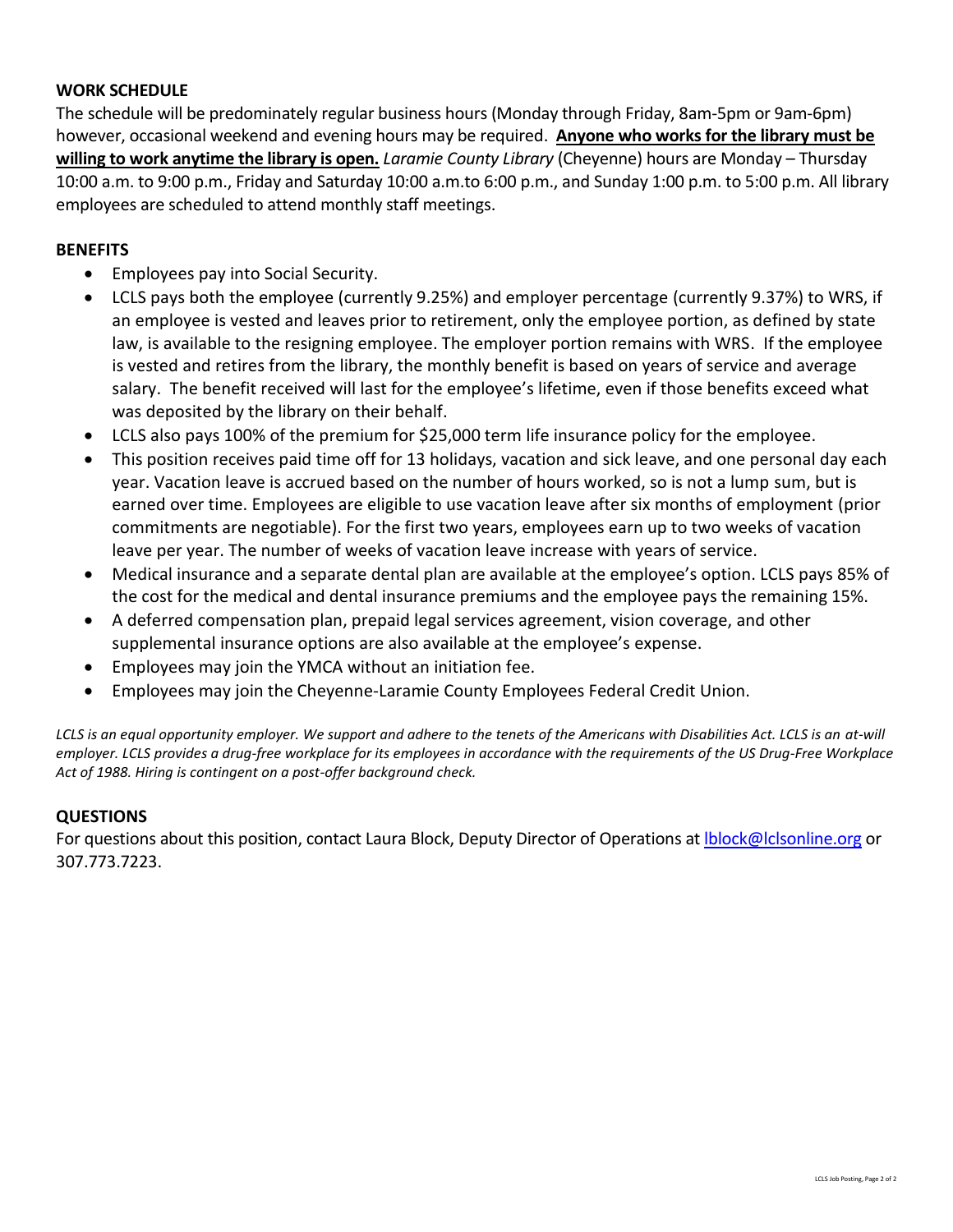**WORK SCHEDULE**

The schedule will be predominately regular business hours (Monday through Friday, 8am-5pm or 9am-6pm) however, occasional weekend and evening hours may be required. **Anyone who works for the library must be willing to work anytime the library is open.** *Laramie County Library* (Cheyenne) hours are Monday – Thursday 10:00 a.m. to 9:00 p.m., Friday and Saturday 10:00 a.m.to 6:00 p.m., and Sunday 1:00 p.m. to 5:00 p.m. All library employees are scheduled to attend monthly staff meetings.

**BENEFITS**

- Employees pay into Social Security.
- LCLS pays both the employee (currently 9.25%) and employer percentage (currently 9.37%) to WRS, if an employee is vested and leaves prior to retirement, only the employee portion, as defined by state law, is available to the resigning employee. The employer portion remains with WRS. If the employee is vested and retires from the library, the monthly benefit is based on years of service and average salary. The benefit received will last for the employee's lifetime, even if those benefits exceed what was deposited by the library on their behalf.
- LCLS also pays 100% of the premium for $25,000 term life insurance policy for the employee.
- This position receives paid time off for 13 holidays, vacation and sick leave, and one personal day each year. Vacation leave is accrued based on the number of hours worked, so is not a lump sum, but is earned over time. Employees are eligible to use vacation leave after six months of employment (prior commitments are negotiable). For the first two years, employees earn up to two weeks of vacation leave per year. The number of weeks of vacation leave increase with years of service.
- Medical insurance and a separate dental plan are available at the employee's option. LCLS pays 85% of the cost for the medical and dental insurance premiums and the employee pays the remaining 15%.
- A deferred compensation plan, prepaid legal services agreement, vision coverage, and other supplemental insurance options are also available at the employee's expense.
- Employees may join the YMCA without an initiation fee.
- Employees may join the Cheyenne-Laramie County Employees Federal Credit Union.

*LCLS is an equal opportunity employer. We support and adhere to the tenets of the Americans with Disabilities Act. LCLS is an at-will employer. LCLS provides a drug-free workplace for its employees in accordance with the requirements of the US Drug-Free Workplace Act of 1988. Hiring is contingent on a post-offer background check.*

**QUESTIONS**

For questions about this position, contact Laura Block, Deputy Director of Operations at lblock@lclsonline.org or 307.773.7223.